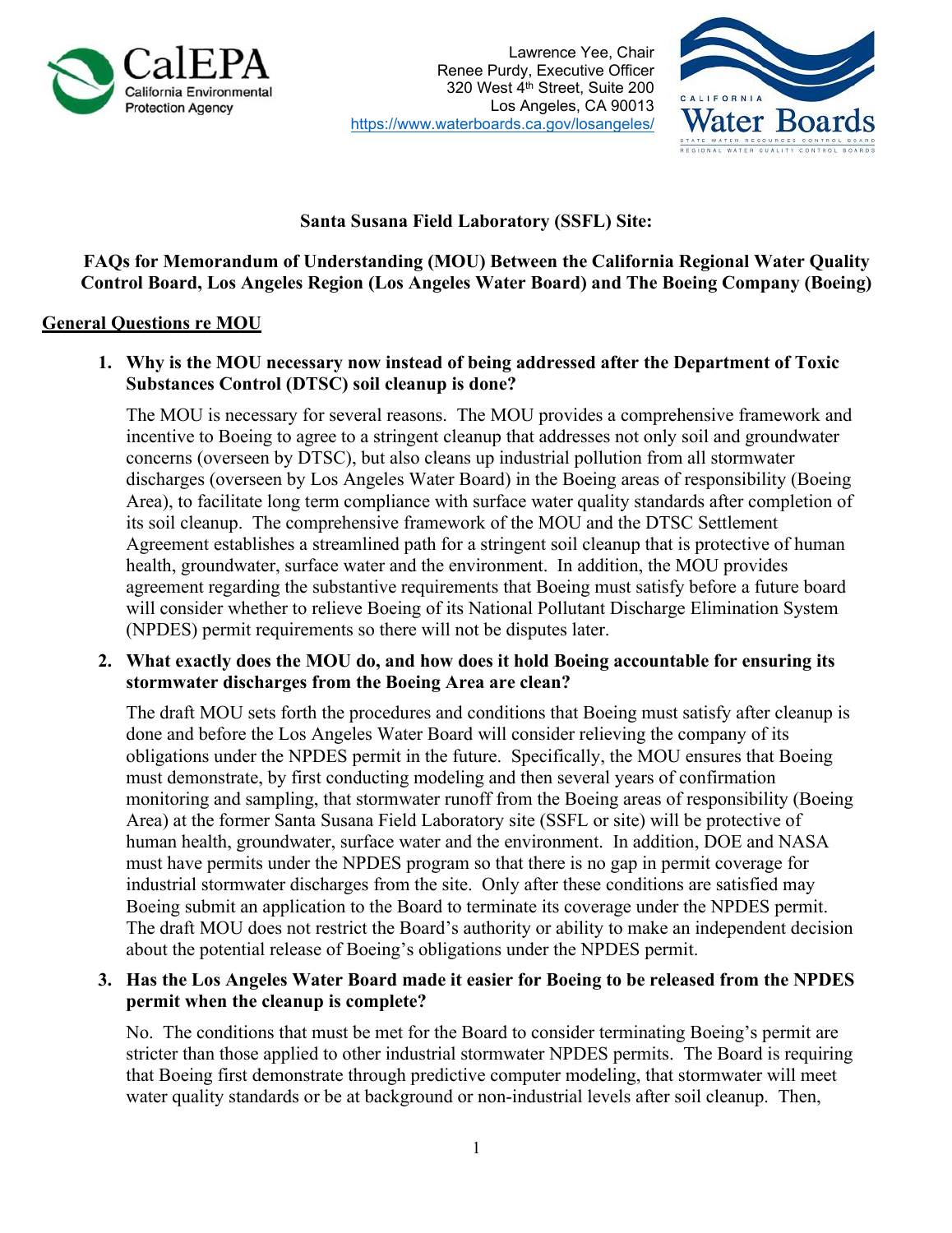Lawrence Yee, Chair
Renee Purdy, Executive Officer
320 West 4th Street, Suite 200
Los Angeles, CA 90013
https://www.waterboards.ca.gov/losangeles/

# Santa Susana Field Laboratory (SSFL) Site:

## FAQs for Memorandum of Understanding (MOU) Between the California Regional Water Quality Control Board, Los Angeles Region (Los Angeles Water Board) and The Boeing Company (Boeing)

### General Questions re MOU

**1. Why is the MOU necessary now instead of being addressed after the Department of Toxic Substances Control (DTSC) soil cleanup is done?**

The MOU is necessary for several reasons. The MOU provides a comprehensive framework and incentive to Boeing to agree to a stringent cleanup that addresses not only soil and groundwater concerns (overseen by DTSC), but also cleans up industrial pollution from all stormwater discharges (overseen by Los Angeles Water Board) in the Boeing areas of responsibility (Boeing Area), to facilitate long term compliance with surface water quality standards after completion of its soil cleanup. The comprehensive framework of the MOU and the DTSC Settlement Agreement establishes a streamlined path for a stringent soil cleanup that is protective of human health, groundwater, surface water and the environment. In addition, the MOU provides agreement regarding the substantive requirements that Boeing must satisfy before a future board will consider whether to relieve Boeing of its National Pollutant Discharge Elimination System (NPDES) permit requirements so there will not be disputes later.

**2. What exactly does the MOU do, and how does it hold Boeing accountable for ensuring its stormwater discharges from the Boeing Area are clean?**

The draft MOU sets forth the procedures and conditions that Boeing must satisfy after cleanup is done and before the Los Angeles Water Board will consider relieving the company of its obligations under the NPDES permit in the future. Specifically, the MOU ensures that Boeing must demonstrate, by first conducting modeling and then several years of confirmation monitoring and sampling, that stormwater runoff from the Boeing areas of responsibility (Boeing Area) at the former Santa Susana Field Laboratory site (SSFL or site) will be protective of human health, groundwater, surface water and the environment. In addition, DOE and NASA must have permits under the NPDES program so that there is no gap in permit coverage for industrial stormwater discharges from the site. Only after these conditions are satisfied may Boeing submit an application to the Board to terminate its coverage under the NPDES permit. The draft MOU does not restrict the Board's authority or ability to make an independent decision about the potential release of Boeing's obligations under the NPDES permit.

**3. Has the Los Angeles Water Board made it easier for Boeing to be released from the NPDES permit when the cleanup is complete?**

No. The conditions that must be met for the Board to consider terminating Boeing's permit are stricter than those applied to other industrial stormwater NPDES permits. The Board is requiring that Boeing first demonstrate through predictive computer modeling, that stormwater will meet water quality standards or be at background or non-industrial levels after soil cleanup. Then,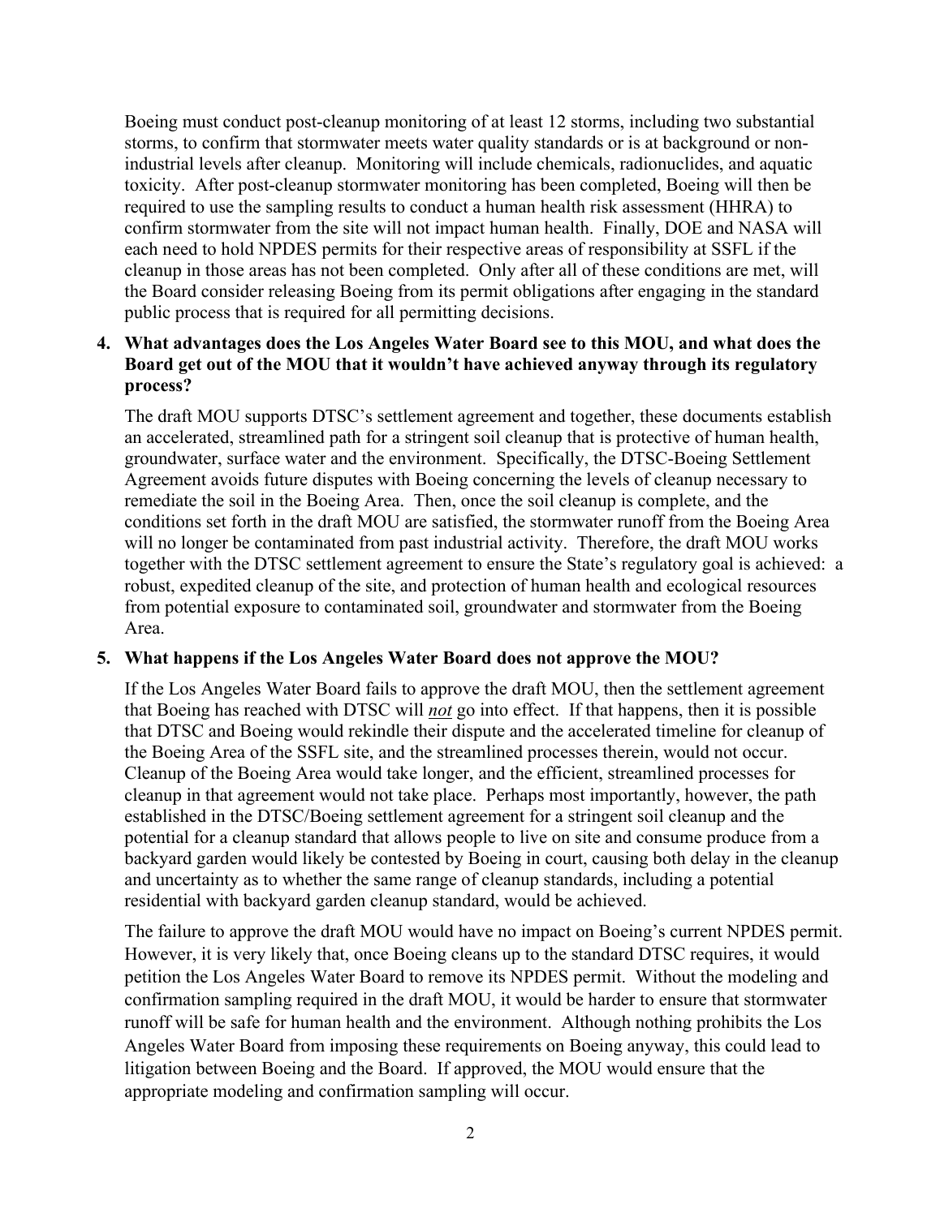Boeing must conduct post-cleanup monitoring of at least 12 storms, including two substantial storms, to confirm that stormwater meets water quality standards or is at background or non-industrial levels after cleanup. Monitoring will include chemicals, radionuclides, and aquatic toxicity. After post-cleanup stormwater monitoring has been completed, Boeing will then be required to use the sampling results to conduct a human health risk assessment (HHRA) to confirm stormwater from the site will not impact human health. Finally, DOE and NASA will each need to hold NPDES permits for their respective areas of responsibility at SSFL if the cleanup in those areas has not been completed. Only after all of these conditions are met, will the Board consider releasing Boeing from its permit obligations after engaging in the standard public process that is required for all permitting decisions.

4. **What advantages does the Los Angeles Water Board see to this MOU, and what does the Board get out of the MOU that it wouldn't have achieved anyway through its regulatory process?**

   The draft MOU supports DTSC's settlement agreement and together, these documents establish an accelerated, streamlined path for a stringent soil cleanup that is protective of human health, groundwater, surface water and the environment. Specifically, the DTSC-Boeing Settlement Agreement avoids future disputes with Boeing concerning the levels of cleanup necessary to remediate the soil in the Boeing Area. Then, once the soil cleanup is complete, and the conditions set forth in the draft MOU are satisfied, the stormwater runoff from the Boeing Area will no longer be contaminated from past industrial activity. Therefore, the draft MOU works together with the DTSC settlement agreement to ensure the State's regulatory goal is achieved: a robust, expedited cleanup of the site, and protection of human health and ecological resources from potential exposure to contaminated soil, groundwater and stormwater from the Boeing Area.

5. **What happens if the Los Angeles Water Board does not approve the MOU?**

   If the Los Angeles Water Board fails to approve the draft MOU, then the settlement agreement that Boeing has reached with DTSC will ***not*** go into effect. If that happens, then it is possible that DTSC and Boeing would rekindle their dispute and the accelerated timeline for cleanup of the Boeing Area of the SSFL site, and the streamlined processes therein, would not occur. Cleanup of the Boeing Area would take longer, and the efficient, streamlined processes for cleanup in that agreement would not take place. Perhaps most importantly, however, the path established in the DTSC/Boeing settlement agreement for a stringent soil cleanup and the potential for a cleanup standard that allows people to live on site and consume produce from a backyard garden would likely be contested by Boeing in court, causing both delay in the cleanup and uncertainty as to whether the same range of cleanup standards, including a potential residential with backyard garden cleanup standard, would be achieved.

   The failure to approve the draft MOU would have no impact on Boeing's current NPDES permit. However, it is very likely that, once Boeing cleans up to the standard DTSC requires, it would petition the Los Angeles Water Board to remove its NPDES permit. Without the modeling and confirmation sampling required in the draft MOU, it would be harder to ensure that stormwater runoff will be safe for human health and the environment. Although nothing prohibits the Los Angeles Water Board from imposing these requirements on Boeing anyway, this could lead to litigation between Boeing and the Board. If approved, the MOU would ensure that the appropriate modeling and confirmation sampling will occur.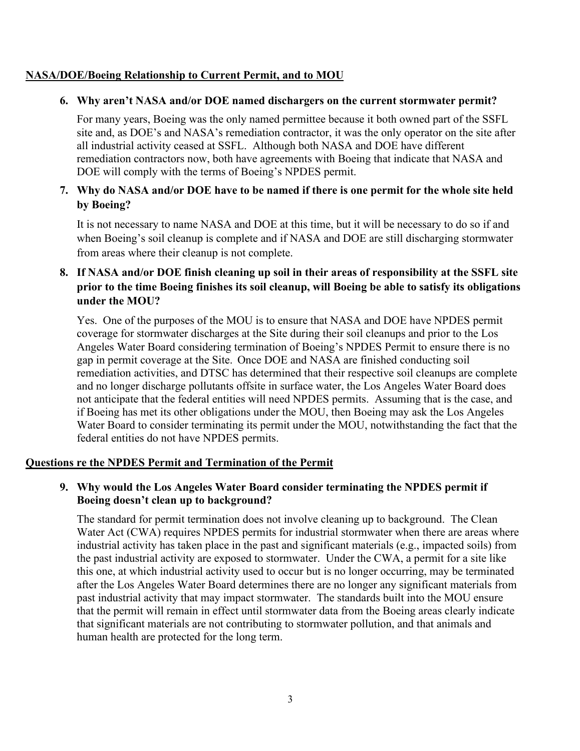## NASA/DOE/Boeing Relationship to Current Permit, and to MOU

**6. Why aren't NASA and/or DOE named dischargers on the current stormwater permit?**

For many years, Boeing was the only named permittee because it both owned part of the SSFL site and, as DOE's and NASA's remediation contractor, it was the only operator on the site after all industrial activity ceased at SSFL. Although both NASA and DOE have different remediation contractors now, both have agreements with Boeing that indicate that NASA and DOE will comply with the terms of Boeing's NPDES permit.

**7. Why do NASA and/or DOE have to be named if there is one permit for the whole site held by Boeing?**

It is not necessary to name NASA and DOE at this time, but it will be necessary to do so if and when Boeing's soil cleanup is complete and if NASA and DOE are still discharging stormwater from areas where their cleanup is not complete.

**8. If NASA and/or DOE finish cleaning up soil in their areas of responsibility at the SSFL site prior to the time Boeing finishes its soil cleanup, will Boeing be able to satisfy its obligations under the MOU?**

Yes. One of the purposes of the MOU is to ensure that NASA and DOE have NPDES permit coverage for stormwater discharges at the Site during their soil cleanups and prior to the Los Angeles Water Board considering termination of Boeing's NPDES Permit to ensure there is no gap in permit coverage at the Site. Once DOE and NASA are finished conducting soil remediation activities, and DTSC has determined that their respective soil cleanups are complete and no longer discharge pollutants offsite in surface water, the Los Angeles Water Board does not anticipate that the federal entities will need NPDES permits. Assuming that is the case, and if Boeing has met its other obligations under the MOU, then Boeing may ask the Los Angeles Water Board to consider terminating its permit under the MOU, notwithstanding the fact that the federal entities do not have NPDES permits.

## Questions re the NPDES Permit and Termination of the Permit

**9. Why would the Los Angeles Water Board consider terminating the NPDES permit if Boeing doesn't clean up to background?**

The standard for permit termination does not involve cleaning up to background. The Clean Water Act (CWA) requires NPDES permits for industrial stormwater when there are areas where industrial activity has taken place in the past and significant materials (e.g., impacted soils) from the past industrial activity are exposed to stormwater. Under the CWA, a permit for a site like this one, at which industrial activity used to occur but is no longer occurring, may be terminated after the Los Angeles Water Board determines there are no longer any significant materials from past industrial activity that may impact stormwater. The standards built into the MOU ensure that the permit will remain in effect until stormwater data from the Boeing areas clearly indicate that significant materials are not contributing to stormwater pollution, and that animals and human health are protected for the long term.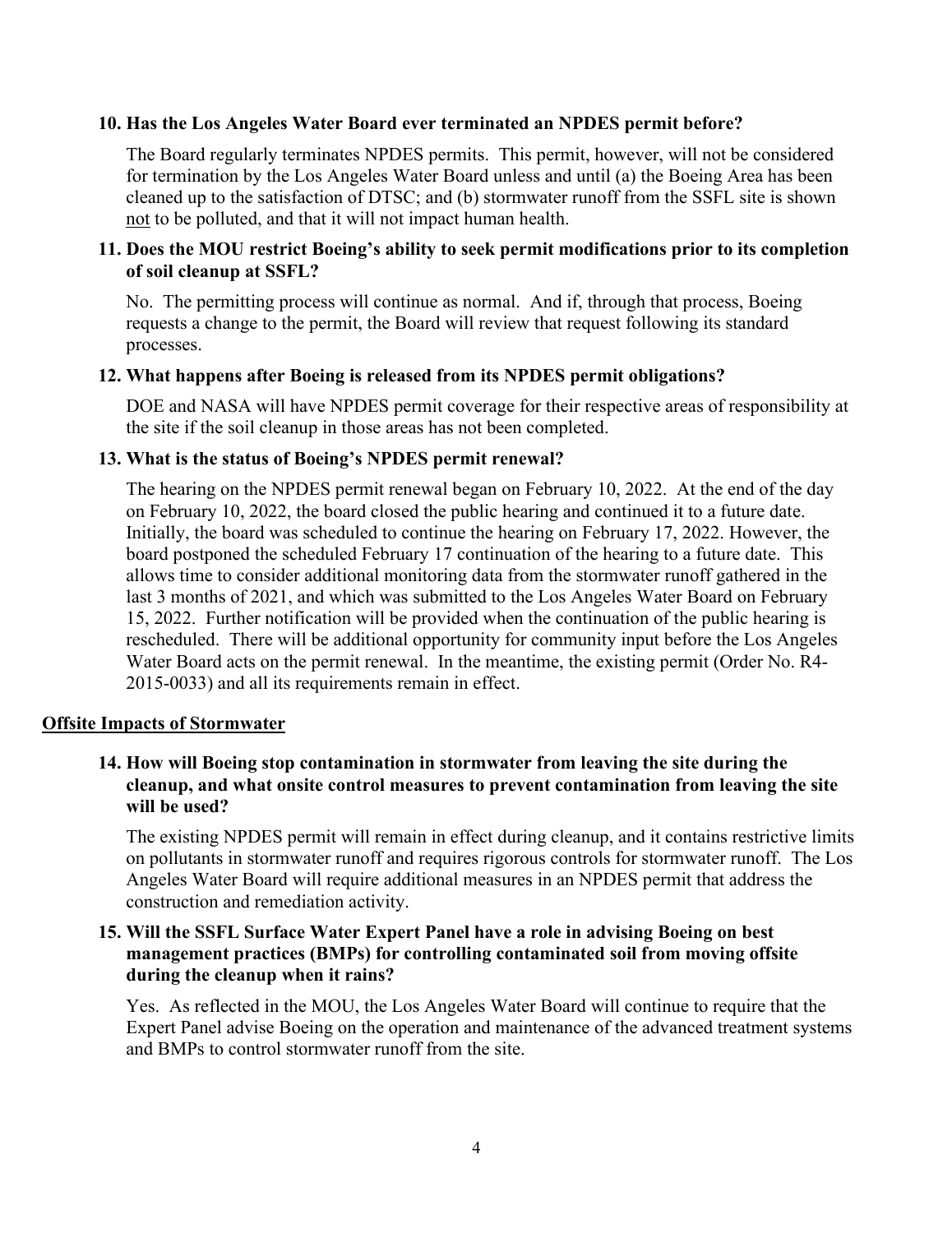**10. Has the Los Angeles Water Board ever terminated an NPDES permit before?**

The Board regularly terminates NPDES permits. This permit, however, will not be considered for termination by the Los Angeles Water Board unless and until (a) the Boeing Area has been cleaned up to the satisfaction of DTSC; and (b) stormwater runoff from the SSFL site is shown <u>not</u> to be polluted, and that it will not impact human health.

**11. Does the MOU restrict Boeing's ability to seek permit modifications prior to its completion of soil cleanup at SSFL?**

No. The permitting process will continue as normal. And if, through that process, Boeing requests a change to the permit, the Board will review that request following its standard processes.

**12. What happens after Boeing is released from its NPDES permit obligations?**

DOE and NASA will have NPDES permit coverage for their respective areas of responsibility at the site if the soil cleanup in those areas has not been completed.

**13. What is the status of Boeing's NPDES permit renewal?**

The hearing on the NPDES permit renewal began on February 10, 2022. At the end of the day on February 10, 2022, the board closed the public hearing and continued it to a future date. Initially, the board was scheduled to continue the hearing on February 17, 2022. However, the board postponed the scheduled February 17 continuation of the hearing to a future date. This allows time to consider additional monitoring data from the stormwater runoff gathered in the last 3 months of 2021, and which was submitted to the Los Angeles Water Board on February 15, 2022. Further notification will be provided when the continuation of the public hearing is rescheduled. There will be additional opportunity for community input before the Los Angeles Water Board acts on the permit renewal. In the meantime, the existing permit (Order No. R4-2015-0033) and all its requirements remain in effect.

## <u>Offsite Impacts of Stormwater</u>

**14. How will Boeing stop contamination in stormwater from leaving the site during the cleanup, and what onsite control measures to prevent contamination from leaving the site will be used?**

The existing NPDES permit will remain in effect during cleanup, and it contains restrictive limits on pollutants in stormwater runoff and requires rigorous controls for stormwater runoff. The Los Angeles Water Board will require additional measures in an NPDES permit that address the construction and remediation activity.

**15. Will the SSFL Surface Water Expert Panel have a role in advising Boeing on best management practices (BMPs) for controlling contaminated soil from moving offsite during the cleanup when it rains?**

Yes. As reflected in the MOU, the Los Angeles Water Board will continue to require that the Expert Panel advise Boeing on the operation and maintenance of the advanced treatment systems and BMPs to control stormwater runoff from the site.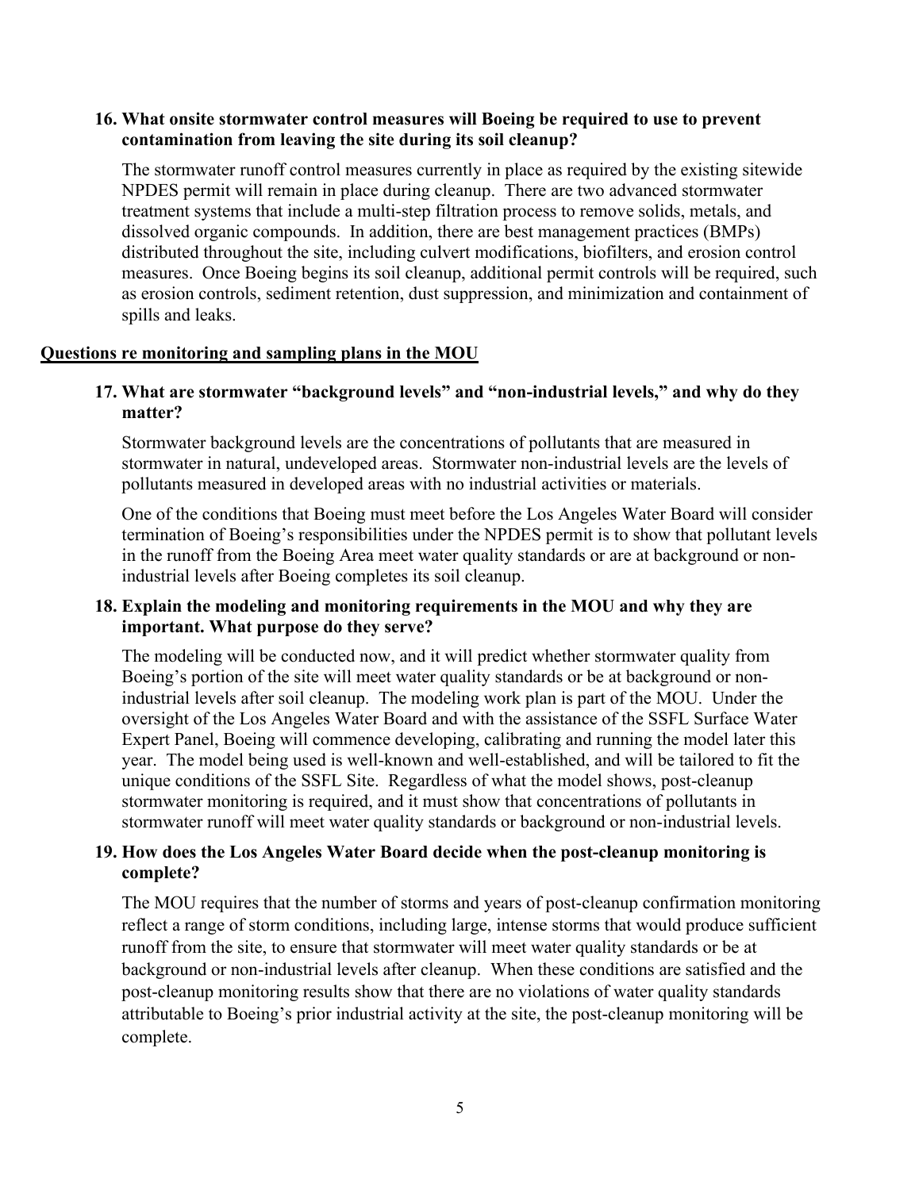**16. What onsite stormwater control measures will Boeing be required to use to prevent contamination from leaving the site during its soil cleanup?**

The stormwater runoff control measures currently in place as required by the existing sitewide NPDES permit will remain in place during cleanup. There are two advanced stormwater treatment systems that include a multi-step filtration process to remove solids, metals, and dissolved organic compounds. In addition, there are best management practices (BMPs) distributed throughout the site, including culvert modifications, biofilters, and erosion control measures. Once Boeing begins its soil cleanup, additional permit controls will be required, such as erosion controls, sediment retention, dust suppression, and minimization and containment of spills and leaks.

## Questions re monitoring and sampling plans in the MOU

**17. What are stormwater "background levels" and "non-industrial levels," and why do they matter?**

Stormwater background levels are the concentrations of pollutants that are measured in stormwater in natural, undeveloped areas. Stormwater non-industrial levels are the levels of pollutants measured in developed areas with no industrial activities or materials.

One of the conditions that Boeing must meet before the Los Angeles Water Board will consider termination of Boeing's responsibilities under the NPDES permit is to show that pollutant levels in the runoff from the Boeing Area meet water quality standards or are at background or non-industrial levels after Boeing completes its soil cleanup.

**18. Explain the modeling and monitoring requirements in the MOU and why they are important. What purpose do they serve?**

The modeling will be conducted now, and it will predict whether stormwater quality from Boeing's portion of the site will meet water quality standards or be at background or non-industrial levels after soil cleanup. The modeling work plan is part of the MOU. Under the oversight of the Los Angeles Water Board and with the assistance of the SSFL Surface Water Expert Panel, Boeing will commence developing, calibrating and running the model later this year. The model being used is well-known and well-established, and will be tailored to fit the unique conditions of the SSFL Site. Regardless of what the model shows, post-cleanup stormwater monitoring is required, and it must show that concentrations of pollutants in stormwater runoff will meet water quality standards or background or non-industrial levels.

**19. How does the Los Angeles Water Board decide when the post-cleanup monitoring is complete?**

The MOU requires that the number of storms and years of post-cleanup confirmation monitoring reflect a range of storm conditions, including large, intense storms that would produce sufficient runoff from the site, to ensure that stormwater will meet water quality standards or be at background or non-industrial levels after cleanup. When these conditions are satisfied and the post-cleanup monitoring results show that there are no violations of water quality standards attributable to Boeing's prior industrial activity at the site, the post-cleanup monitoring will be complete.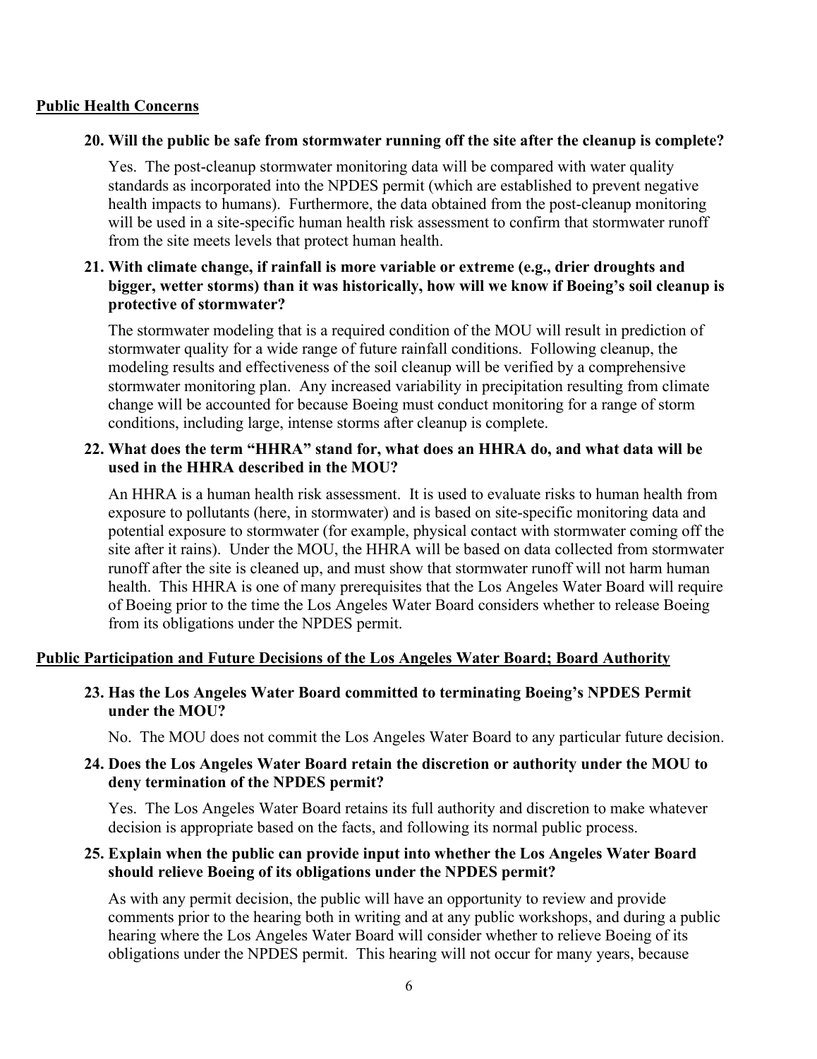**Public Health Concerns**

**20. Will the public be safe from stormwater running off the site after the cleanup is complete?**

Yes. The post-cleanup stormwater monitoring data will be compared with water quality standards as incorporated into the NPDES permit (which are established to prevent negative health impacts to humans). Furthermore, the data obtained from the post-cleanup monitoring will be used in a site-specific human health risk assessment to confirm that stormwater runoff from the site meets levels that protect human health.

**21. With climate change, if rainfall is more variable or extreme (e.g., drier droughts and bigger, wetter storms) than it was historically, how will we know if Boeing's soil cleanup is protective of stormwater?**

The stormwater modeling that is a required condition of the MOU will result in prediction of stormwater quality for a wide range of future rainfall conditions. Following cleanup, the modeling results and effectiveness of the soil cleanup will be verified by a comprehensive stormwater monitoring plan. Any increased variability in precipitation resulting from climate change will be accounted for because Boeing must conduct monitoring for a range of storm conditions, including large, intense storms after cleanup is complete.

**22. What does the term "HHRA" stand for, what does an HHRA do, and what data will be used in the HHRA described in the MOU?**

An HHRA is a human health risk assessment. It is used to evaluate risks to human health from exposure to pollutants (here, in stormwater) and is based on site-specific monitoring data and potential exposure to stormwater (for example, physical contact with stormwater coming off the site after it rains). Under the MOU, the HHRA will be based on data collected from stormwater runoff after the site is cleaned up, and must show that stormwater runoff will not harm human health. This HHRA is one of many prerequisites that the Los Angeles Water Board will require of Boeing prior to the time the Los Angeles Water Board considers whether to release Boeing from its obligations under the NPDES permit.

**Public Participation and Future Decisions of the Los Angeles Water Board; Board Authority**

**23. Has the Los Angeles Water Board committed to terminating Boeing's NPDES Permit under the MOU?**

No. The MOU does not commit the Los Angeles Water Board to any particular future decision.

**24. Does the Los Angeles Water Board retain the discretion or authority under the MOU to deny termination of the NPDES permit?**

Yes. The Los Angeles Water Board retains its full authority and discretion to make whatever decision is appropriate based on the facts, and following its normal public process.

**25. Explain when the public can provide input into whether the Los Angeles Water Board should relieve Boeing of its obligations under the NPDES permit?**

As with any permit decision, the public will have an opportunity to review and provide comments prior to the hearing both in writing and at any public workshops, and during a public hearing where the Los Angeles Water Board will consider whether to relieve Boeing of its obligations under the NPDES permit. This hearing will not occur for many years, because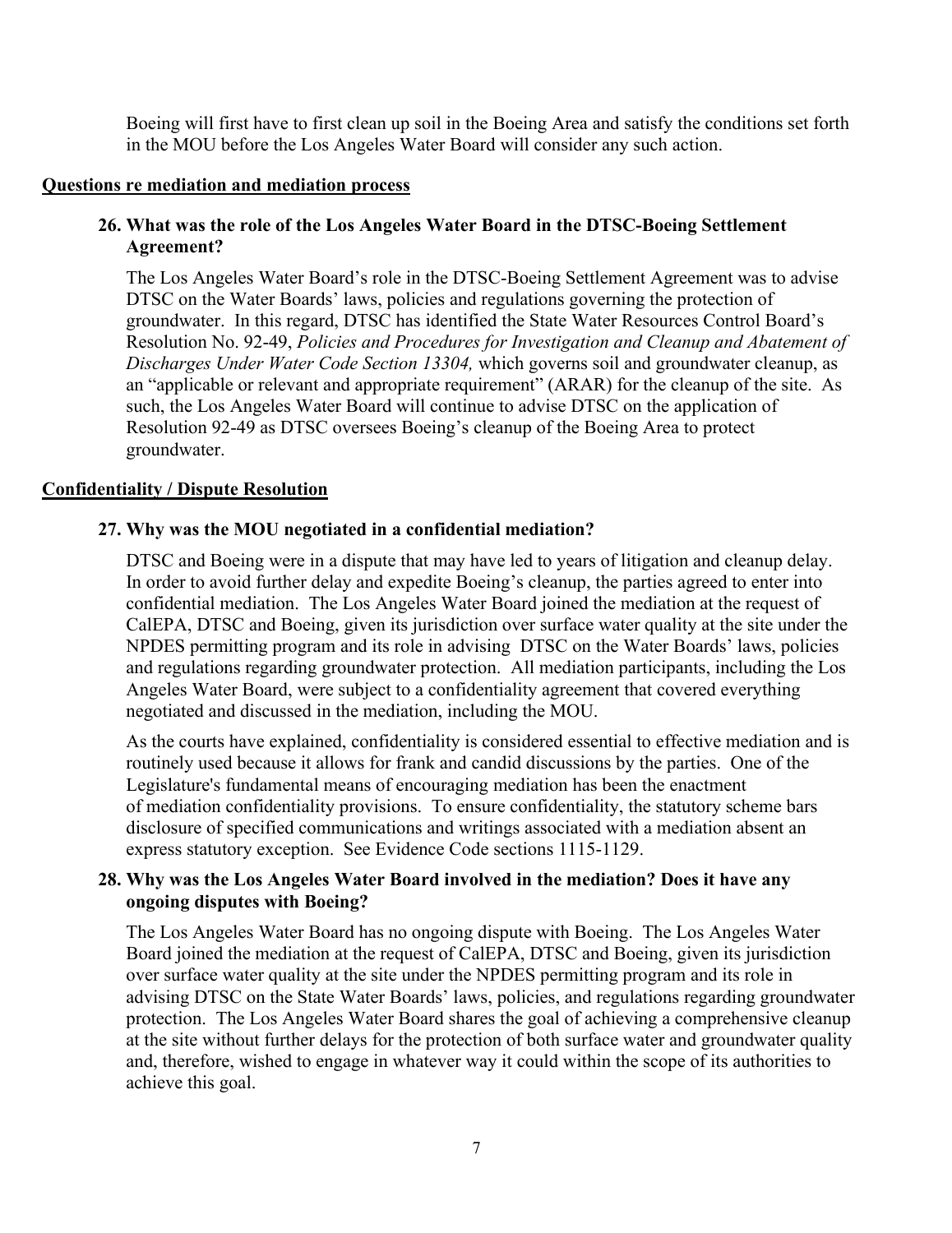Boeing will first have to first clean up soil in the Boeing Area and satisfy the conditions set forth in the MOU before the Los Angeles Water Board will consider any such action.

**Questions re mediation and mediation process**

**26. What was the role of the Los Angeles Water Board in the DTSC-Boeing Settlement Agreement?**

The Los Angeles Water Board's role in the DTSC-Boeing Settlement Agreement was to advise DTSC on the Water Boards' laws, policies and regulations governing the protection of groundwater. In this regard, DTSC has identified the State Water Resources Control Board's Resolution No. 92-49, *Policies and Procedures for Investigation and Cleanup and Abatement of Discharges Under Water Code Section 13304,* which governs soil and groundwater cleanup, as an "applicable or relevant and appropriate requirement" (ARAR) for the cleanup of the site. As such, the Los Angeles Water Board will continue to advise DTSC on the application of Resolution 92-49 as DTSC oversees Boeing's cleanup of the Boeing Area to protect groundwater.

**Confidentiality / Dispute Resolution**

**27. Why was the MOU negotiated in a confidential mediation?**

DTSC and Boeing were in a dispute that may have led to years of litigation and cleanup delay. In order to avoid further delay and expedite Boeing's cleanup, the parties agreed to enter into confidential mediation. The Los Angeles Water Board joined the mediation at the request of CalEPA, DTSC and Boeing, given its jurisdiction over surface water quality at the site under the NPDES permitting program and its role in advising DTSC on the Water Boards' laws, policies and regulations regarding groundwater protection. All mediation participants, including the Los Angeles Water Board, were subject to a confidentiality agreement that covered everything negotiated and discussed in the mediation, including the MOU.

As the courts have explained, confidentiality is considered essential to effective mediation and is routinely used because it allows for frank and candid discussions by the parties. One of the Legislature's fundamental means of encouraging mediation has been the enactment of mediation confidentiality provisions. To ensure confidentiality, the statutory scheme bars disclosure of specified communications and writings associated with a mediation absent an express statutory exception. See Evidence Code sections 1115-1129.

**28. Why was the Los Angeles Water Board involved in the mediation? Does it have any ongoing disputes with Boeing?**

The Los Angeles Water Board has no ongoing dispute with Boeing. The Los Angeles Water Board joined the mediation at the request of CalEPA, DTSC and Boeing, given its jurisdiction over surface water quality at the site under the NPDES permitting program and its role in advising DTSC on the State Water Boards' laws, policies, and regulations regarding groundwater protection. The Los Angeles Water Board shares the goal of achieving a comprehensive cleanup at the site without further delays for the protection of both surface water and groundwater quality and, therefore, wished to engage in whatever way it could within the scope of its authorities to achieve this goal.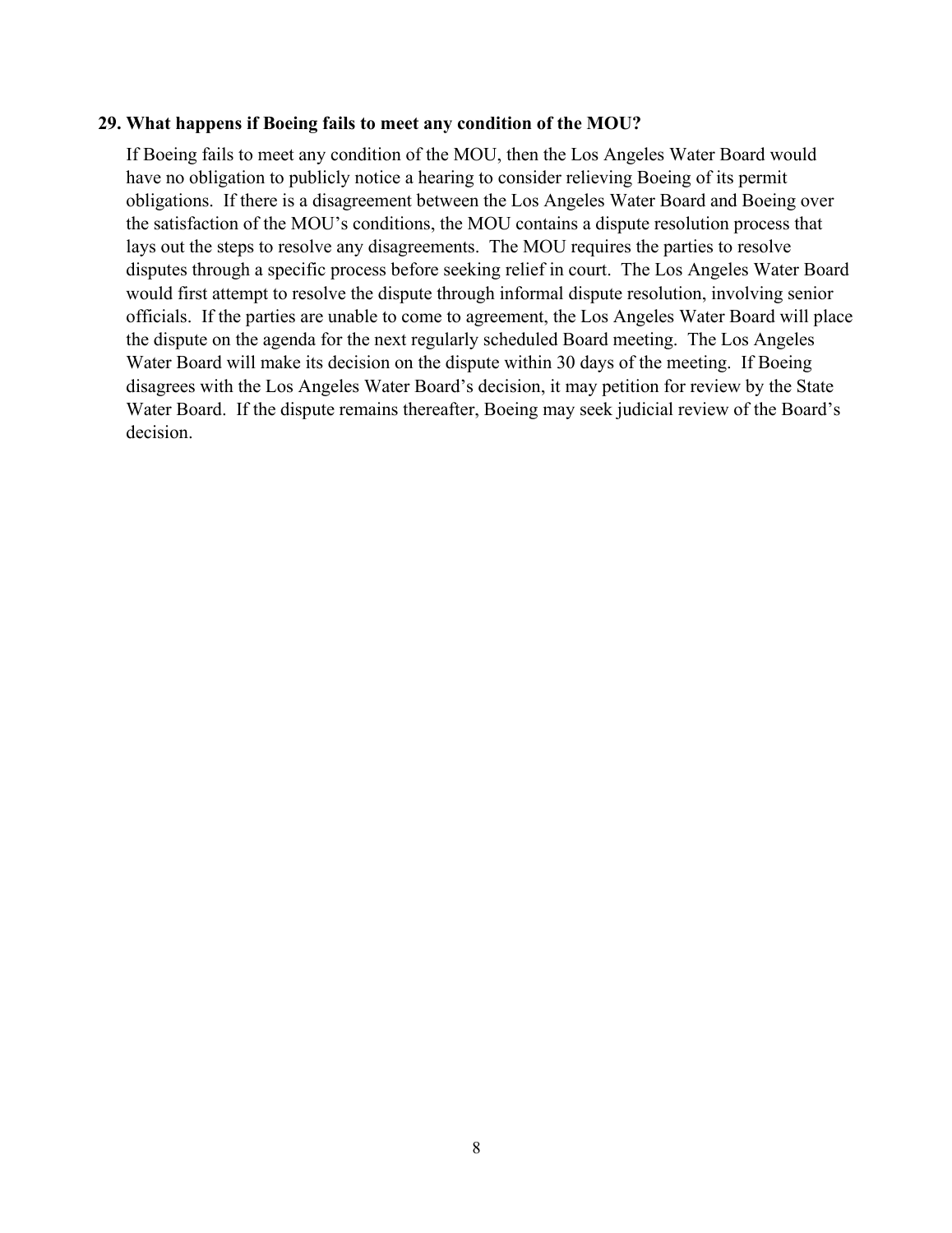**29. What happens if Boeing fails to meet any condition of the MOU?**

If Boeing fails to meet any condition of the MOU, then the Los Angeles Water Board would have no obligation to publicly notice a hearing to consider relieving Boeing of its permit obligations. If there is a disagreement between the Los Angeles Water Board and Boeing over the satisfaction of the MOU's conditions, the MOU contains a dispute resolution process that lays out the steps to resolve any disagreements. The MOU requires the parties to resolve disputes through a specific process before seeking relief in court. The Los Angeles Water Board would first attempt to resolve the dispute through informal dispute resolution, involving senior officials. If the parties are unable to come to agreement, the Los Angeles Water Board will place the dispute on the agenda for the next regularly scheduled Board meeting. The Los Angeles Water Board will make its decision on the dispute within 30 days of the meeting. If Boeing disagrees with the Los Angeles Water Board's decision, it may petition for review by the State Water Board. If the dispute remains thereafter, Boeing may seek judicial review of the Board's decision.